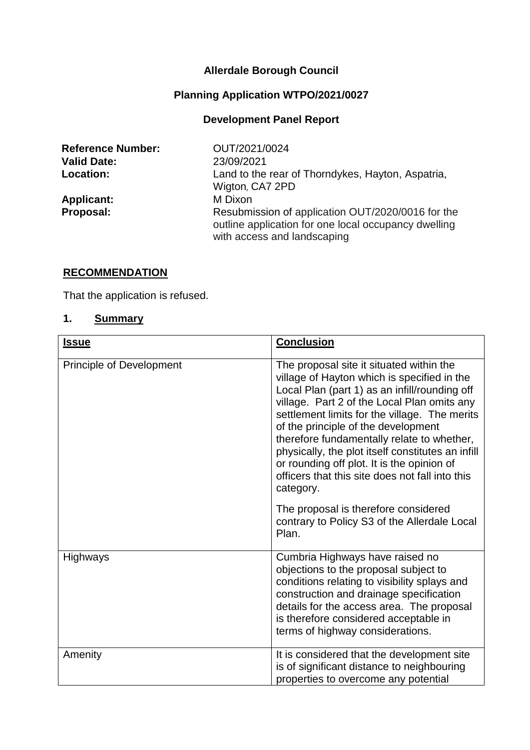# Allerdale Borough Council

## Planning Application WTPO/2021/0027

## Development Panel Report

| | |
|---|---|
| **Reference Number:** | OUT/2021/0024 |
| **Valid Date:** | 23/09/2021 |
| **Location:** | Land to the rear of Thorndykes, Hayton, Aspatria, Wigton, CA7 2PD |
| **Applicant:** | M Dixon |
| **Proposal:** | Resubmission of application OUT/2020/0016 for the outline application for one local occupancy dwelling with access and landscaping |

**RECOMMENDATION**

That the application is refused.

## 1. Summary

| **Issue** | **Conclusion** |
|---|---|
| Principle of Development | The proposal site it situated within the village of Hayton which is specified in the Local Plan (part 1) as an infill/rounding off village. Part 2 of the Local Plan omits any settlement limits for the village. The merits of the principle of the development therefore fundamentally relate to whether, physically, the plot itself constitutes an infill or rounding off plot. It is the opinion of officers that this site does not fall into this category.<br><br>The proposal is therefore considered contrary to Policy S3 of the Allerdale Local Plan. |
| Highways | Cumbria Highways have raised no objections to the proposal subject to conditions relating to visibility splays and construction and drainage specification details for the access area. The proposal is therefore considered acceptable in terms of highway considerations. |
| Amenity | It is considered that the development site is of significant distance to neighbouring properties to overcome any potential |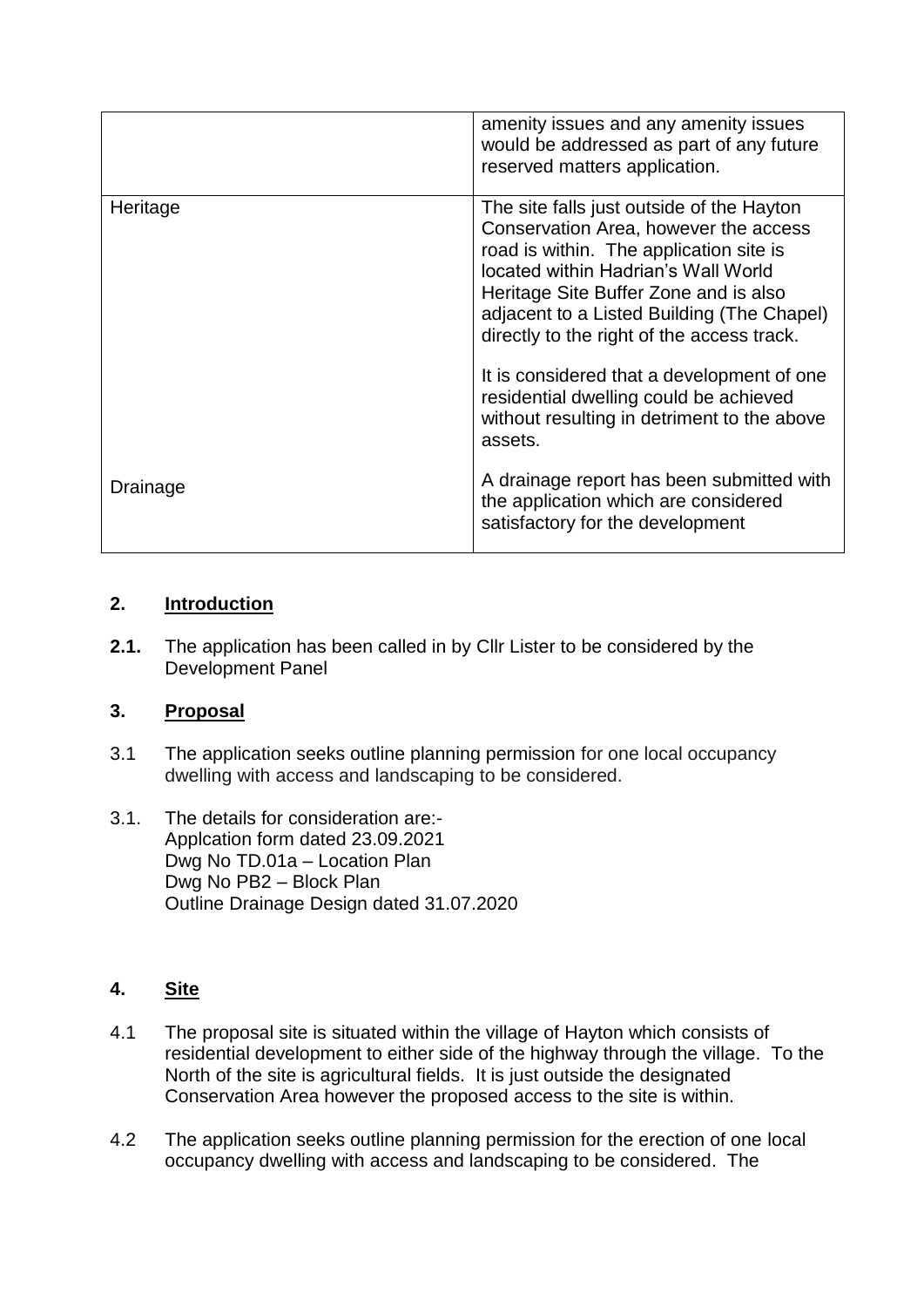| | |
|---|---|
| | amenity issues and any amenity issues would be addressed as part of any future reserved matters application. |
| Heritage | The site falls just outside of the Hayton Conservation Area, however the access road is within. The application site is located within Hadrian's Wall World Heritage Site Buffer Zone and is also adjacent to a Listed Building (The Chapel) directly to the right of the access track.<br><br>It is considered that a development of one residential dwelling could be achieved without resulting in detriment to the above assets. |
| Drainage | A drainage report has been submitted with the application which are considered satisfactory for the development |

## 2. Introduction

**2.1.** The application has been called in by Cllr Lister to be considered by the Development Panel

## 3. Proposal

3.1 The application seeks outline planning permission for one local occupancy dwelling with access and landscaping to be considered.

3.1. The details for consideration are:-
Applcation form dated 23.09.2021
Dwg No TD.01a – Location Plan
Dwg No PB2 – Block Plan
Outline Drainage Design dated 31.07.2020

## 4. Site

4.1 The proposal site is situated within the village of Hayton which consists of residential development to either side of the highway through the village. To the North of the site is agricultural fields. It is just outside the designated Conservation Area however the proposed access to the site is within.

4.2 The application seeks outline planning permission for the erection of one local occupancy dwelling with access and landscaping to be considered. The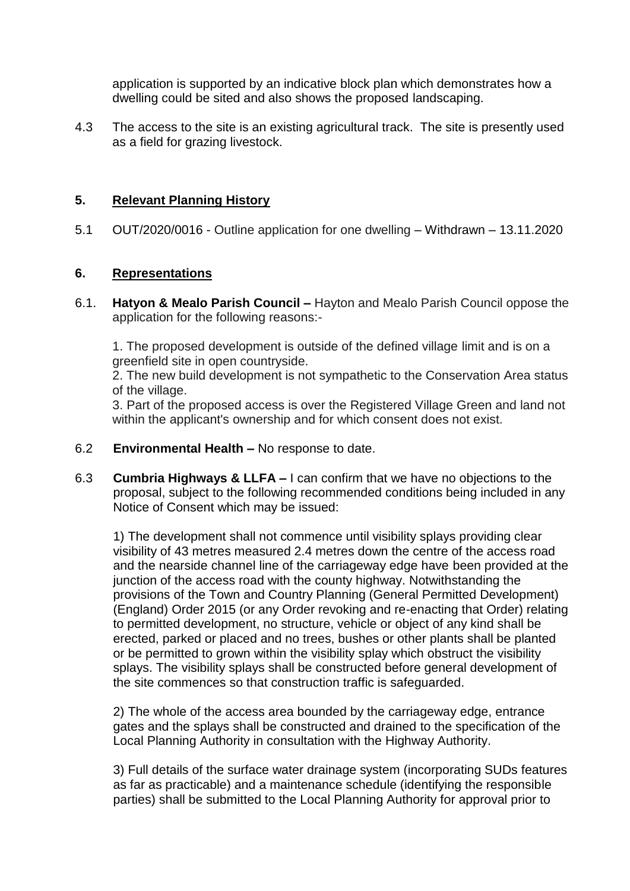application is supported by an indicative block plan which demonstrates how a dwelling could be sited and also shows the proposed landscaping.

4.3 The access to the site is an existing agricultural track. The site is presently used as a field for grazing livestock.

## 5. Relevant Planning History

5.1 OUT/2020/0016 - Outline application for one dwelling – Withdrawn – 13.11.2020

## 6. Representations

6.1. **Hatyon & Mealo Parish Council –** Hayton and Mealo Parish Council oppose the application for the following reasons:-

1. The proposed development is outside of the defined village limit and is on a greenfield site in open countryside.
2. The new build development is not sympathetic to the Conservation Area status of the village.
3. Part of the proposed access is over the Registered Village Green and land not within the applicant's ownership and for which consent does not exist.

6.2 **Environmental Health –** No response to date.

6.3 **Cumbria Highways & LLFA –** I can confirm that we have no objections to the proposal, subject to the following recommended conditions being included in any Notice of Consent which may be issued:

1) The development shall not commence until visibility splays providing clear visibility of 43 metres measured 2.4 metres down the centre of the access road and the nearside channel line of the carriageway edge have been provided at the junction of the access road with the county highway. Notwithstanding the provisions of the Town and Country Planning (General Permitted Development) (England) Order 2015 (or any Order revoking and re-enacting that Order) relating to permitted development, no structure, vehicle or object of any kind shall be erected, parked or placed and no trees, bushes or other plants shall be planted or be permitted to grown within the visibility splay which obstruct the visibility splays. The visibility splays shall be constructed before general development of the site commences so that construction traffic is safeguarded.

2) The whole of the access area bounded by the carriageway edge, entrance gates and the splays shall be constructed and drained to the specification of the Local Planning Authority in consultation with the Highway Authority.

3) Full details of the surface water drainage system (incorporating SUDs features as far as practicable) and a maintenance schedule (identifying the responsible parties) shall be submitted to the Local Planning Authority for approval prior to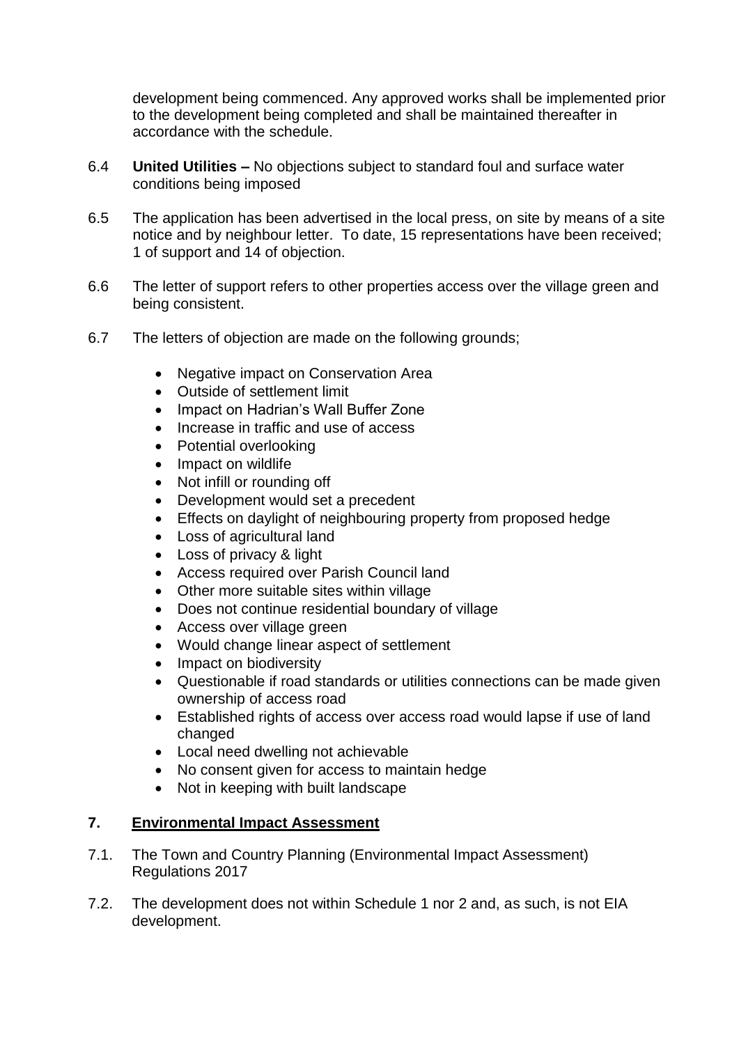development being commenced. Any approved works shall be implemented prior to the development being completed and shall be maintained thereafter in accordance with the schedule.

6.4 **United Utilities –** No objections subject to standard foul and surface water conditions being imposed

6.5 The application has been advertised in the local press, on site by means of a site notice and by neighbour letter. To date, 15 representations have been received; 1 of support and 14 of objection.

6.6 The letter of support refers to other properties access over the village green and being consistent.

6.7 The letters of objection are made on the following grounds;

- Negative impact on Conservation Area
- Outside of settlement limit
- Impact on Hadrian's Wall Buffer Zone
- Increase in traffic and use of access
- Potential overlooking
- Impact on wildlife
- Not infill or rounding off
- Development would set a precedent
- Effects on daylight of neighbouring property from proposed hedge
- Loss of agricultural land
- Loss of privacy & light
- Access required over Parish Council land
- Other more suitable sites within village
- Does not continue residential boundary of village
- Access over village green
- Would change linear aspect of settlement
- Impact on biodiversity
- Questionable if road standards or utilities connections can be made given ownership of access road
- Established rights of access over access road would lapse if use of land changed
- Local need dwelling not achievable
- No consent given for access to maintain hedge
- Not in keeping with built landscape

## 7. Environmental Impact Assessment

7.1. The Town and Country Planning (Environmental Impact Assessment) Regulations 2017

7.2. The development does not within Schedule 1 nor 2 and, as such, is not EIA development.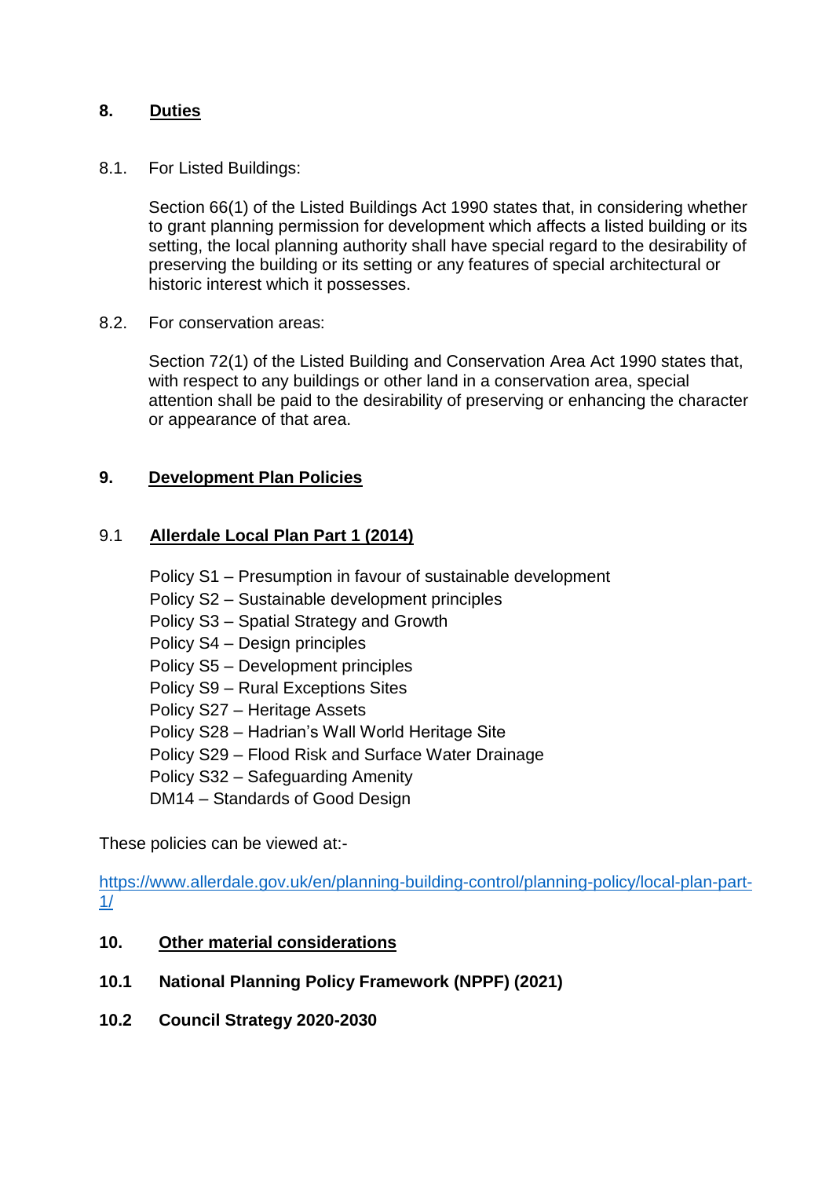## 8. Duties

8.1. For Listed Buildings:

Section 66(1) of the Listed Buildings Act 1990 states that, in considering whether to grant planning permission for development which affects a listed building or its setting, the local planning authority shall have special regard to the desirability of preserving the building or its setting or any features of special architectural or historic interest which it possesses.

8.2. For conservation areas:

Section 72(1) of the Listed Building and Conservation Area Act 1990 states that, with respect to any buildings or other land in a conservation area, special attention shall be paid to the desirability of preserving or enhancing the character or appearance of that area.

## 9. Development Plan Policies

### 9.1 Allerdale Local Plan Part 1 (2014)

Policy S1 – Presumption in favour of sustainable development
Policy S2 – Sustainable development principles
Policy S3 – Spatial Strategy and Growth
Policy S4 – Design principles
Policy S5 – Development principles
Policy S9 – Rural Exceptions Sites
Policy S27 – Heritage Assets
Policy S28 – Hadrian's Wall World Heritage Site
Policy S29 – Flood Risk and Surface Water Drainage
Policy S32 – Safeguarding Amenity
DM14 – Standards of Good Design

These policies can be viewed at:-

https://www.allerdale.gov.uk/en/planning-building-control/planning-policy/local-plan-part-1/

## 10. Other material considerations

**10.1 National Planning Policy Framework (NPPF) (2021)**

**10.2 Council Strategy 2020-2030**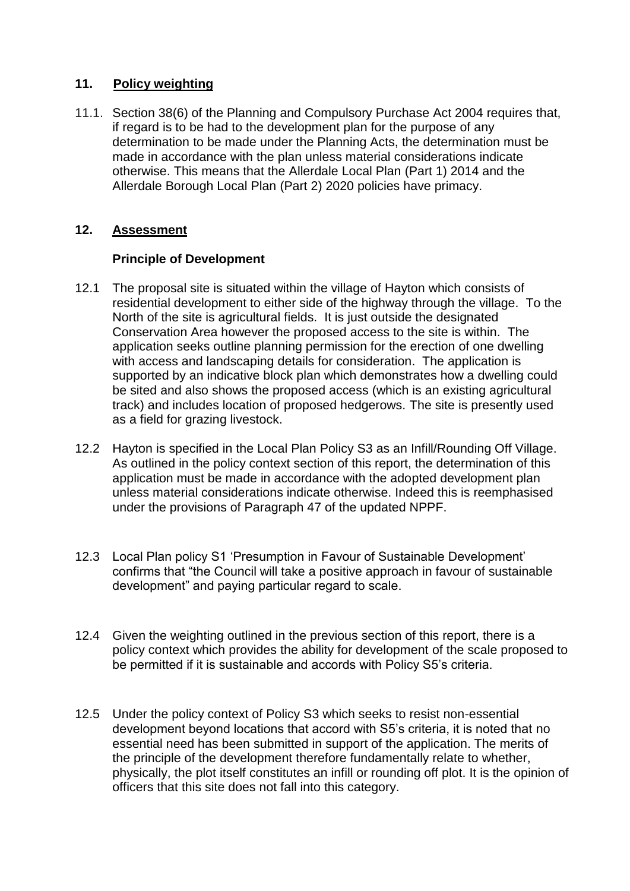## 11. Policy weighting

11.1. Section 38(6) of the Planning and Compulsory Purchase Act 2004 requires that, if regard is to be had to the development plan for the purpose of any determination to be made under the Planning Acts, the determination must be made in accordance with the plan unless material considerations indicate otherwise. This means that the Allerdale Local Plan (Part 1) 2014 and the Allerdale Borough Local Plan (Part 2) 2020 policies have primacy.

## 12. Assessment

### Principle of Development

12.1 The proposal site is situated within the village of Hayton which consists of residential development to either side of the highway through the village. To the North of the site is agricultural fields. It is just outside the designated Conservation Area however the proposed access to the site is within. The application seeks outline planning permission for the erection of one dwelling with access and landscaping details for consideration. The application is supported by an indicative block plan which demonstrates how a dwelling could be sited and also shows the proposed access (which is an existing agricultural track) and includes location of proposed hedgerows. The site is presently used as a field for grazing livestock.

12.2 Hayton is specified in the Local Plan Policy S3 as an Infill/Rounding Off Village. As outlined in the policy context section of this report, the determination of this application must be made in accordance with the adopted development plan unless material considerations indicate otherwise. Indeed this is reemphasised under the provisions of Paragraph 47 of the updated NPPF.

12.3 Local Plan policy S1 'Presumption in Favour of Sustainable Development' confirms that "the Council will take a positive approach in favour of sustainable development" and paying particular regard to scale.

12.4 Given the weighting outlined in the previous section of this report, there is a policy context which provides the ability for development of the scale proposed to be permitted if it is sustainable and accords with Policy S5's criteria.

12.5 Under the policy context of Policy S3 which seeks to resist non-essential development beyond locations that accord with S5's criteria, it is noted that no essential need has been submitted in support of the application. The merits of the principle of the development therefore fundamentally relate to whether, physically, the plot itself constitutes an infill or rounding off plot. It is the opinion of officers that this site does not fall into this category.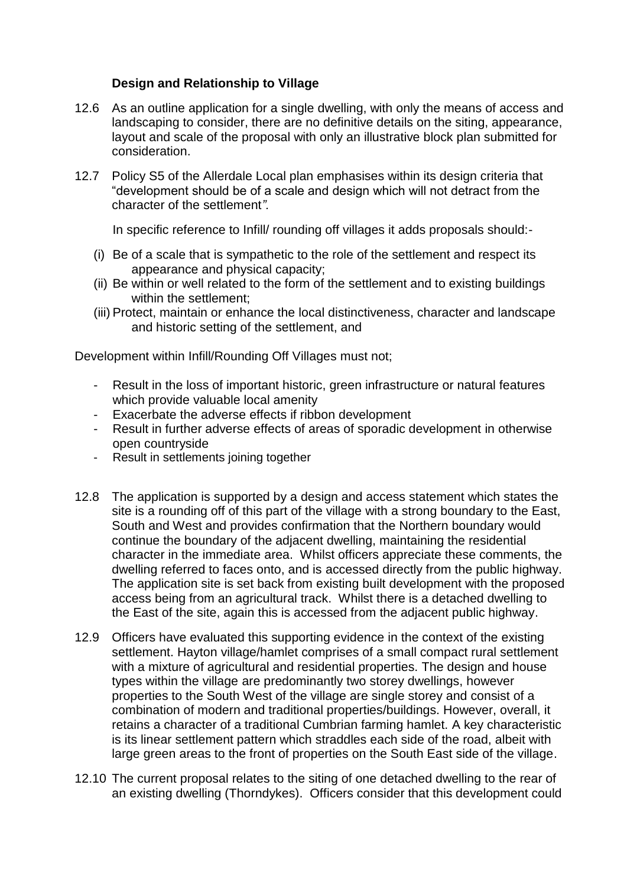### Design and Relationship to Village

12.6 As an outline application for a single dwelling, with only the means of access and landscaping to consider, there are no definitive details on the siting, appearance, layout and scale of the proposal with only an illustrative block plan submitted for consideration.

12.7 Policy S5 of the Allerdale Local plan emphasises within its design criteria that "development should be of a scale and design which will not detract from the character of the settlement*"*.

In specific reference to Infill/ rounding off villages it adds proposals should:-

(i) Be of a scale that is sympathetic to the role of the settlement and respect its appearance and physical capacity;
(ii) Be within or well related to the form of the settlement and to existing buildings within the settlement;
(iii) Protect, maintain or enhance the local distinctiveness, character and landscape and historic setting of the settlement, and

Development within Infill/Rounding Off Villages must not;

- Result in the loss of important historic, green infrastructure or natural features which provide valuable local amenity
- Exacerbate the adverse effects if ribbon development
- Result in further adverse effects of areas of sporadic development in otherwise open countryside
- Result in settlements joining together

12.8 The application is supported by a design and access statement which states the site is a rounding off of this part of the village with a strong boundary to the East, South and West and provides confirmation that the Northern boundary would continue the boundary of the adjacent dwelling, maintaining the residential character in the immediate area. Whilst officers appreciate these comments, the dwelling referred to faces onto, and is accessed directly from the public highway. The application site is set back from existing built development with the proposed access being from an agricultural track. Whilst there is a detached dwelling to the East of the site, again this is accessed from the adjacent public highway.

12.9 Officers have evaluated this supporting evidence in the context of the existing settlement. Hayton village/hamlet comprises of a small compact rural settlement with a mixture of agricultural and residential properties. The design and house types within the village are predominantly two storey dwellings, however properties to the South West of the village are single storey and consist of a combination of modern and traditional properties/buildings. However, overall, it retains a character of a traditional Cumbrian farming hamlet. A key characteristic is its linear settlement pattern which straddles each side of the road, albeit with large green areas to the front of properties on the South East side of the village.

12.10 The current proposal relates to the siting of one detached dwelling to the rear of an existing dwelling (Thorndykes). Officers consider that this development could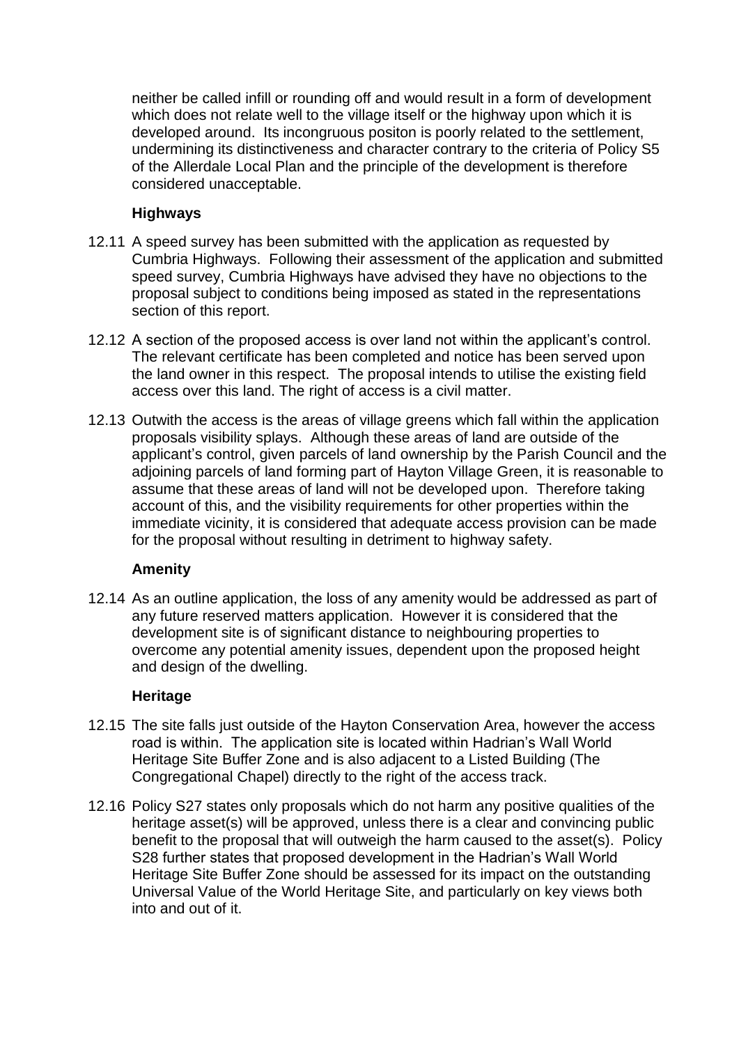neither be called infill or rounding off and would result in a form of development which does not relate well to the village itself or the highway upon which it is developed around. Its incongruous positon is poorly related to the settlement, undermining its distinctiveness and character contrary to the criteria of Policy S5 of the Allerdale Local Plan and the principle of the development is therefore considered unacceptable.

**Highways**

12.11 A speed survey has been submitted with the application as requested by Cumbria Highways. Following their assessment of the application and submitted speed survey, Cumbria Highways have advised they have no objections to the proposal subject to conditions being imposed as stated in the representations section of this report.

12.12 A section of the proposed access is over land not within the applicant's control. The relevant certificate has been completed and notice has been served upon the land owner in this respect. The proposal intends to utilise the existing field access over this land. The right of access is a civil matter.

12.13 Outwith the access is the areas of village greens which fall within the application proposals visibility splays. Although these areas of land are outside of the applicant's control, given parcels of land ownership by the Parish Council and the adjoining parcels of land forming part of Hayton Village Green, it is reasonable to assume that these areas of land will not be developed upon. Therefore taking account of this, and the visibility requirements for other properties within the immediate vicinity, it is considered that adequate access provision can be made for the proposal without resulting in detriment to highway safety.

**Amenity**

12.14 As an outline application, the loss of any amenity would be addressed as part of any future reserved matters application. However it is considered that the development site is of significant distance to neighbouring properties to overcome any potential amenity issues, dependent upon the proposed height and design of the dwelling.

**Heritage**

12.15 The site falls just outside of the Hayton Conservation Area, however the access road is within. The application site is located within Hadrian's Wall World Heritage Site Buffer Zone and is also adjacent to a Listed Building (The Congregational Chapel) directly to the right of the access track.

12.16 Policy S27 states only proposals which do not harm any positive qualities of the heritage asset(s) will be approved, unless there is a clear and convincing public benefit to the proposal that will outweigh the harm caused to the asset(s). Policy S28 further states that proposed development in the Hadrian's Wall World Heritage Site Buffer Zone should be assessed for its impact on the outstanding Universal Value of the World Heritage Site, and particularly on key views both into and out of it.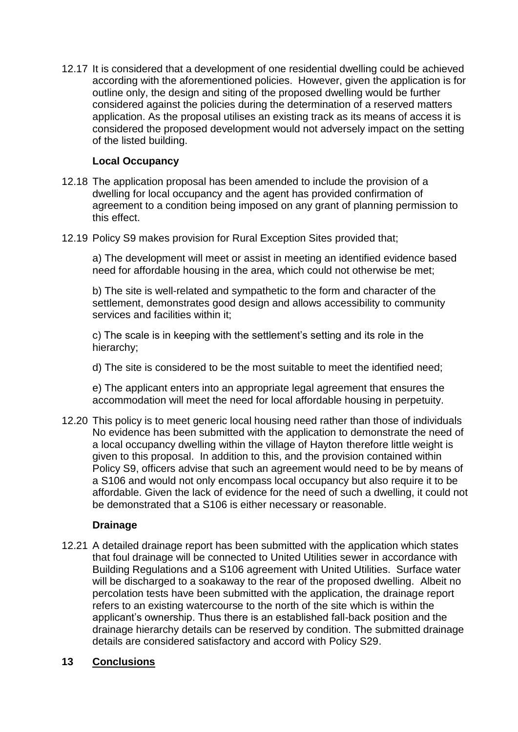12.17 It is considered that a development of one residential dwelling could be achieved according with the aforementioned policies. However, given the application is for outline only, the design and siting of the proposed dwelling would be further considered against the policies during the determination of a reserved matters application. As the proposal utilises an existing track as its means of access it is considered the proposed development would not adversely impact on the setting of the listed building.

**Local Occupancy**

12.18 The application proposal has been amended to include the provision of a dwelling for local occupancy and the agent has provided confirmation of agreement to a condition being imposed on any grant of planning permission to this effect.

12.19 Policy S9 makes provision for Rural Exception Sites provided that;

a) The development will meet or assist in meeting an identified evidence based need for affordable housing in the area, which could not otherwise be met;

b) The site is well-related and sympathetic to the form and character of the settlement, demonstrates good design and allows accessibility to community services and facilities within it;

c) The scale is in keeping with the settlement's setting and its role in the hierarchy;

d) The site is considered to be the most suitable to meet the identified need;

e) The applicant enters into an appropriate legal agreement that ensures the accommodation will meet the need for local affordable housing in perpetuity.

12.20 This policy is to meet generic local housing need rather than those of individuals No evidence has been submitted with the application to demonstrate the need of a local occupancy dwelling within the village of Hayton therefore little weight is given to this proposal. In addition to this, and the provision contained within Policy S9, officers advise that such an agreement would need to be by means of a S106 and would not only encompass local occupancy but also require it to be affordable. Given the lack of evidence for the need of such a dwelling, it could not be demonstrated that a S106 is either necessary or reasonable.

**Drainage**

12.21 A detailed drainage report has been submitted with the application which states that foul drainage will be connected to United Utilities sewer in accordance with Building Regulations and a S106 agreement with United Utilities. Surface water will be discharged to a soakaway to the rear of the proposed dwelling. Albeit no percolation tests have been submitted with the application, the drainage report refers to an existing watercourse to the north of the site which is within the applicant's ownership. Thus there is an established fall-back position and the drainage hierarchy details can be reserved by condition. The submitted drainage details are considered satisfactory and accord with Policy S29.

## 13 Conclusions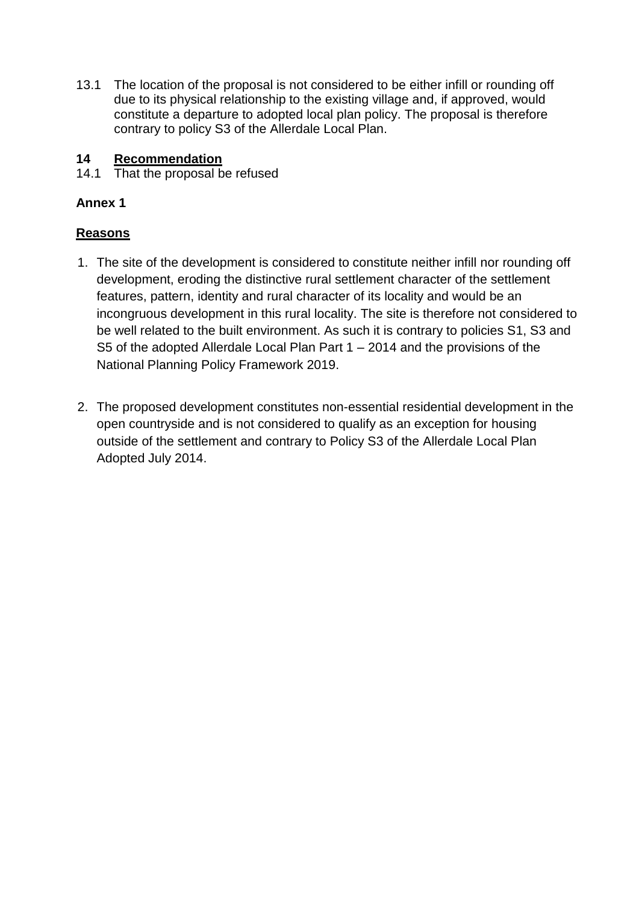13.1 The location of the proposal is not considered to be either infill or rounding off due to its physical relationship to the existing village and, if approved, would constitute a departure to adopted local plan policy. The proposal is therefore contrary to policy S3 of the Allerdale Local Plan.

## 14 Recommendation

14.1 That the proposal be refused

**Annex 1**

**Reasons**

1. The site of the development is considered to constitute neither infill nor rounding off development, eroding the distinctive rural settlement character of the settlement features, pattern, identity and rural character of its locality and would be an incongruous development in this rural locality. The site is therefore not considered to be well related to the built environment. As such it is contrary to policies S1, S3 and S5 of the adopted Allerdale Local Plan Part 1 – 2014 and the provisions of the National Planning Policy Framework 2019.

2. The proposed development constitutes non-essential residential development in the open countryside and is not considered to qualify as an exception for housing outside of the settlement and contrary to Policy S3 of the Allerdale Local Plan Adopted July 2014.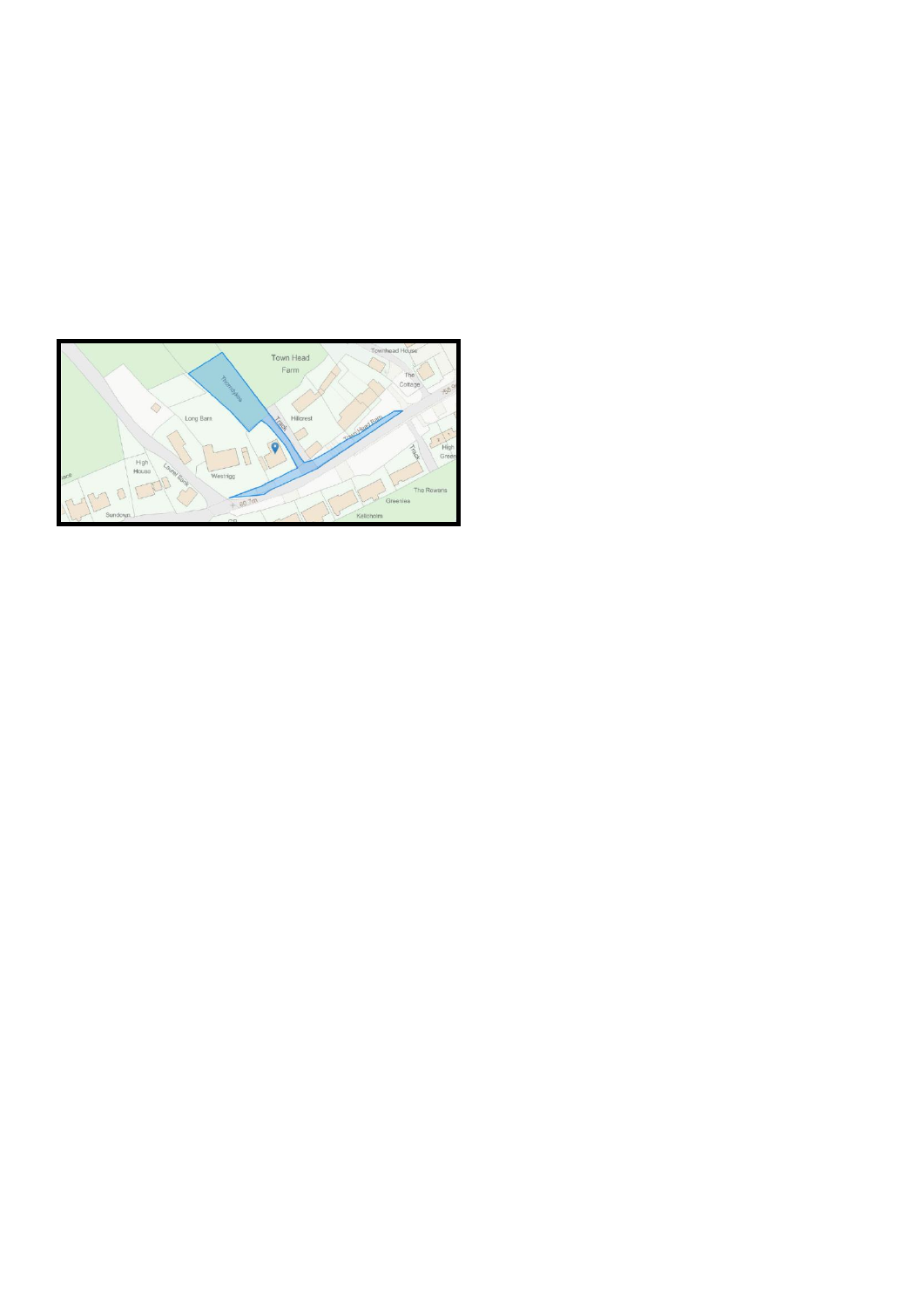Town Head

Farm

Townhead House

The Cottage

Hillcrest

Track

Long Barn

Westrigg

High House

Laurel Bank

Sundown

Track

High Green

The Rowans

Greenlea

Kelloholm

50.7m